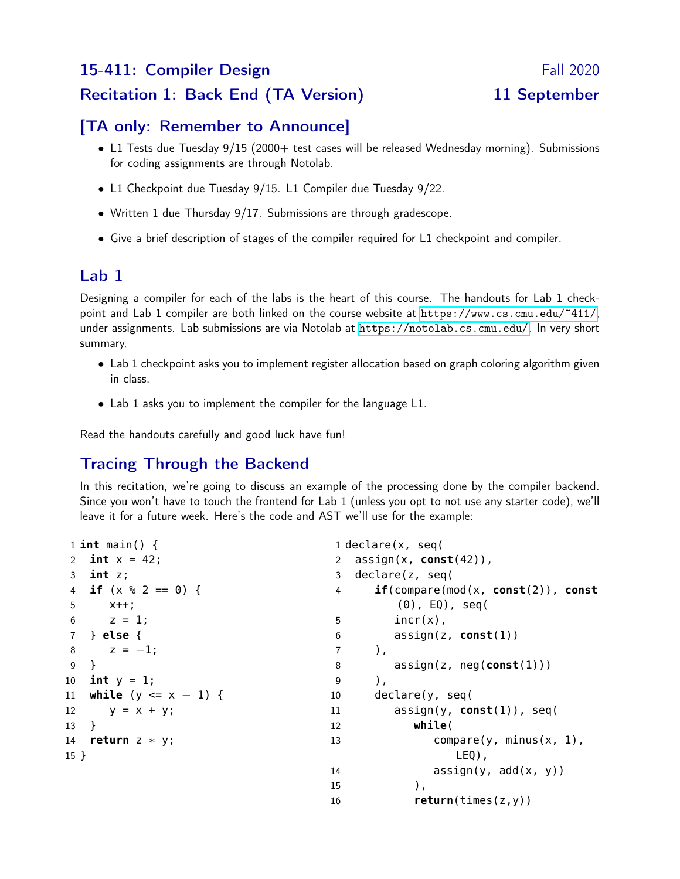## 15-411: Compiler Design — Fall 2020

## Recitation 1: Back End (TA Version) — 11 September

## [TA only: Remember to Announce]

- L1 Tests due Tuesday 9/15 (2000+ test cases will be released Wednesday morning). Submissions for coding assignments are through Notolab.
- L1 Checkpoint due Tuesday 9/15. L1 Compiler due Tuesday 9/22.
- Written 1 due Thursday 9/17. Submissions are through gradescope.
- Give a brief description of stages of the compiler required for L1 checkpoint and compiler.

## Lab 1

Designing a compiler for each of the labs is the heart of this course. The handouts for Lab 1 checkpoint and Lab 1 compiler are both linked on the course website at https://www.cs.cmu.edu/~411/, under assignments. Lab submissions are via Notolab at https://notolab.cs.cmu.edu/. In very short summary,

- Lab 1 checkpoint asks you to implement register allocation based on graph coloring algorithm given in class.
- Lab 1 asks you to implement the compiler for the language L1.

Read the handouts carefully and good luck have fun!

## Tracing Through the Backend

In this recitation, we're going to discuss an example of the processing done by the compiler backend. Since you won't have to touch the frontend for Lab 1 (unless you opt to not use any starter code), we'll leave it for a future week. Here's the code and AST we'll use for the example:

```
1  int main() {
2    int x = 42;
3    int z;
4    if (x % 2 == 0) {
5      x++;
6      z = 1;
7    } else {
8      z = -1;
9    }
10   int y = 1;
11   while (y <= x - 1) {
12     y = x + y;
13   }
14   return z * y;
15 }
```

```
1  declare(x, seq(
2   assign(x, const(42)),
3   declare(z, seq(
4       if(compare(mod(x, const(2)), const
            (0), EQ), seq(
5         incr(x),
6         assign(z, const(1))
7       ),
8         assign(z, neg(const(1)))
9       ),
10      declare(y, seq(
11        assign(y, const(1)), seq(
12          while(
13            compare(y, minus(x, 1),
                LEQ),
14            assign(y, add(x, y))
15          ),
16          return(times(z,y))
```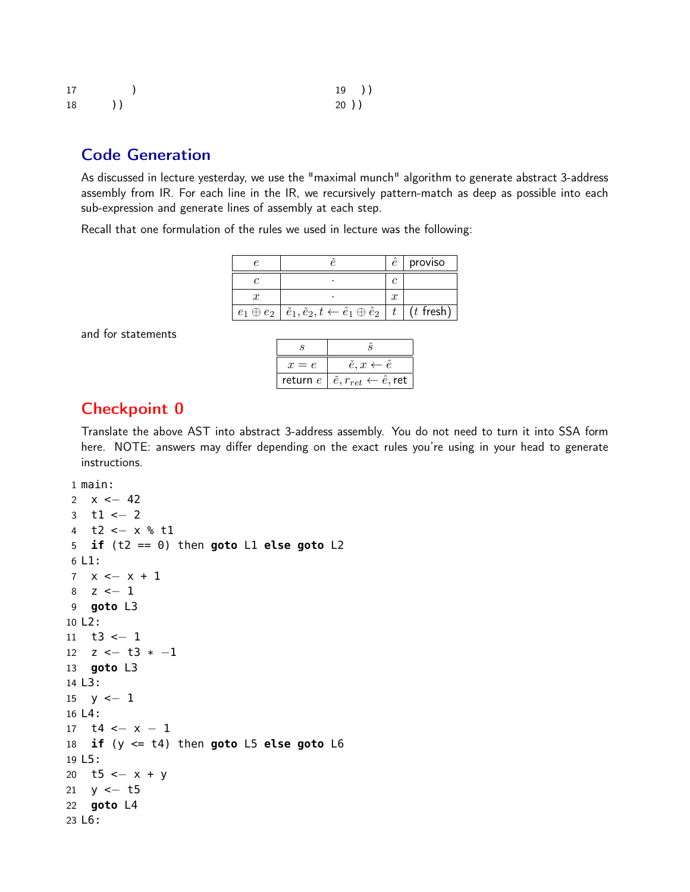```
17         )                                   19   ))
18       ))                                    20 ))
```

## Code Generation

As discussed in lecture yesterday, we use the "maximal munch" algorithm to generate abstract 3-address assembly from IR. For each line in the IR, we recursively pattern-match as deep as possible into each sub-expression and generate lines of assembly at each step.

Recall that one formulation of the rules we used in lecture was the following:

| $e$ | $\check{e}$ | $\hat{e}$ | proviso |
|---|---|---|---|
| $c$ | $\cdot$ | $c$ | |
| $x$ | $\cdot$ | $x$ | |
| $e_1 \oplus e_2$ | $\check{e}_1, \check{e}_2, t \leftarrow \hat{e}_1 \oplus \hat{e}_2$ | $t$ | ($t$ fresh) |

and for statements

| $s$ | $\check{s}$ |
|---|---|
| $x = e$ | $\check{e}, x \leftarrow \hat{e}$ |
| return $e$ | $\check{e}, r_{ret} \leftarrow \hat{e}$, ret |

## Checkpoint 0

Translate the above AST into abstract 3-address assembly. You do not need to turn it into SSA form here. NOTE: answers may differ depending on the exact rules you're using in your head to generate instructions.

```
1  main:
2    x <- 42
3    t1 <- 2
4    t2 <- x % t1
5    if (t2 == 0) then goto L1 else goto L2
6  L1:
7    x <- x + 1
8    z <- 1
9    goto L3
10 L2:
11   t3 <- 1
12   z <- t3 * -1
13   goto L3
14 L3:
15   y <- 1
16 L4:
17   t4 <- x - 1
18   if (y <= t4) then goto L5 else goto L6
19 L5:
20   t5 <- x + y
21   y <- t5
22   goto L4
23 L6:
```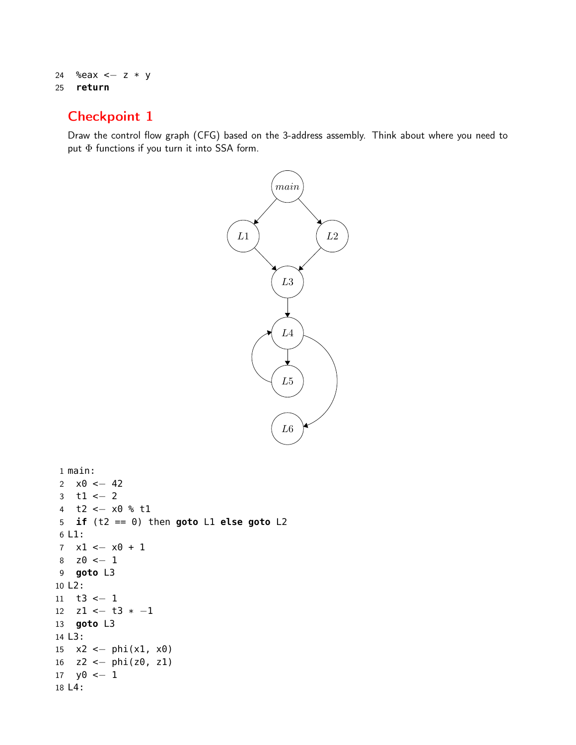```
24  %eax <- z * y
25  return
```

## Checkpoint 1

Draw the control flow graph (CFG) based on the 3-address assembly. Think about where you need to put $\Phi$ functions if you turn it into SSA form.

```
1 main:
2   x0 <- 42
3   t1 <- 2
4   t2 <- x0 % t1
5   if (t2 == 0) then goto L1 else goto L2
6 L1:
7   x1 <- x0 + 1
8   z0 <- 1
9   goto L3
10 L2:
11  t3 <- 1
12  z1 <- t3 * -1
13  goto L3
14 L3:
15  x2 <- phi(x1, x0)
16  z2 <- phi(z0, z1)
17  y0 <- 1
18 L4:
```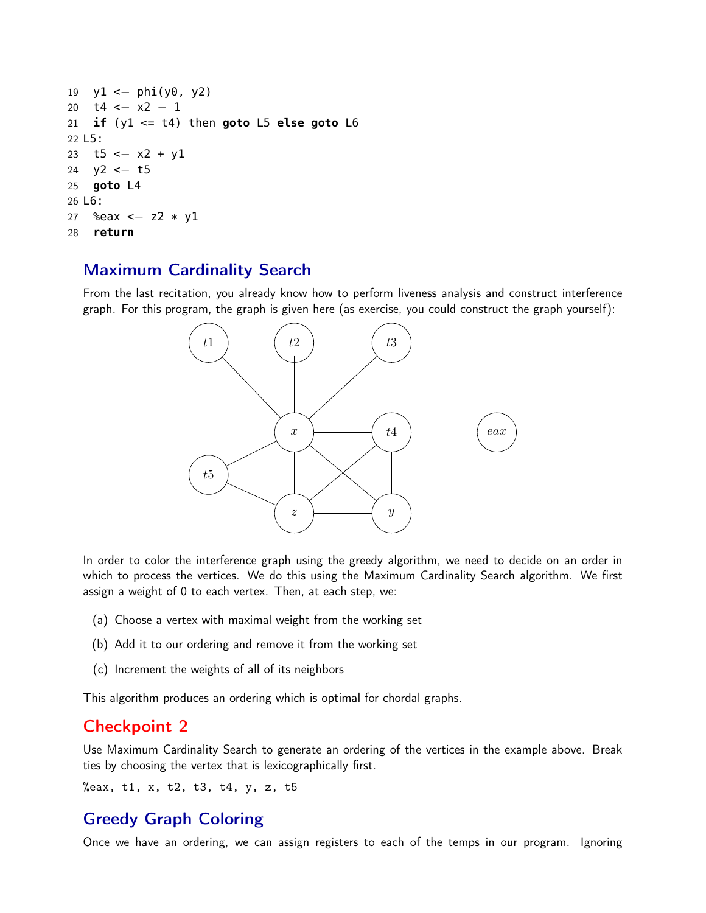```
19  y1 <- phi(y0, y2)
20  t4 <- x2 - 1
21  if (y1 <= t4) then goto L5 else goto L6
22 L5:
23  t5 <- x2 + y1
24  y2 <- t5
25  goto L4
26 L6:
27  %eax <- z2 * y1
28  return
```

## Maximum Cardinality Search

From the last recitation, you already know how to perform liveness analysis and construct interference graph. For this program, the graph is given here (as exercise, you could construct the graph yourself):

In order to color the interference graph using the greedy algorithm, we need to decide on an order in which to process the vertices. We do this using the Maximum Cardinality Search algorithm. We first assign a weight of 0 to each vertex. Then, at each step, we:

(a) Choose a vertex with maximal weight from the working set

(b) Add it to our ordering and remove it from the working set

(c) Increment the weights of all of its neighbors

This algorithm produces an ordering which is optimal for chordal graphs.

## Checkpoint 2

Use Maximum Cardinality Search to generate an ordering of the vertices in the example above. Break ties by choosing the vertex that is lexicographically first.

`%eax, t1, x, t2, t3, t4, y, z, t5`

## Greedy Graph Coloring

Once we have an ordering, we can assign registers to each of the temps in our program. Ignoring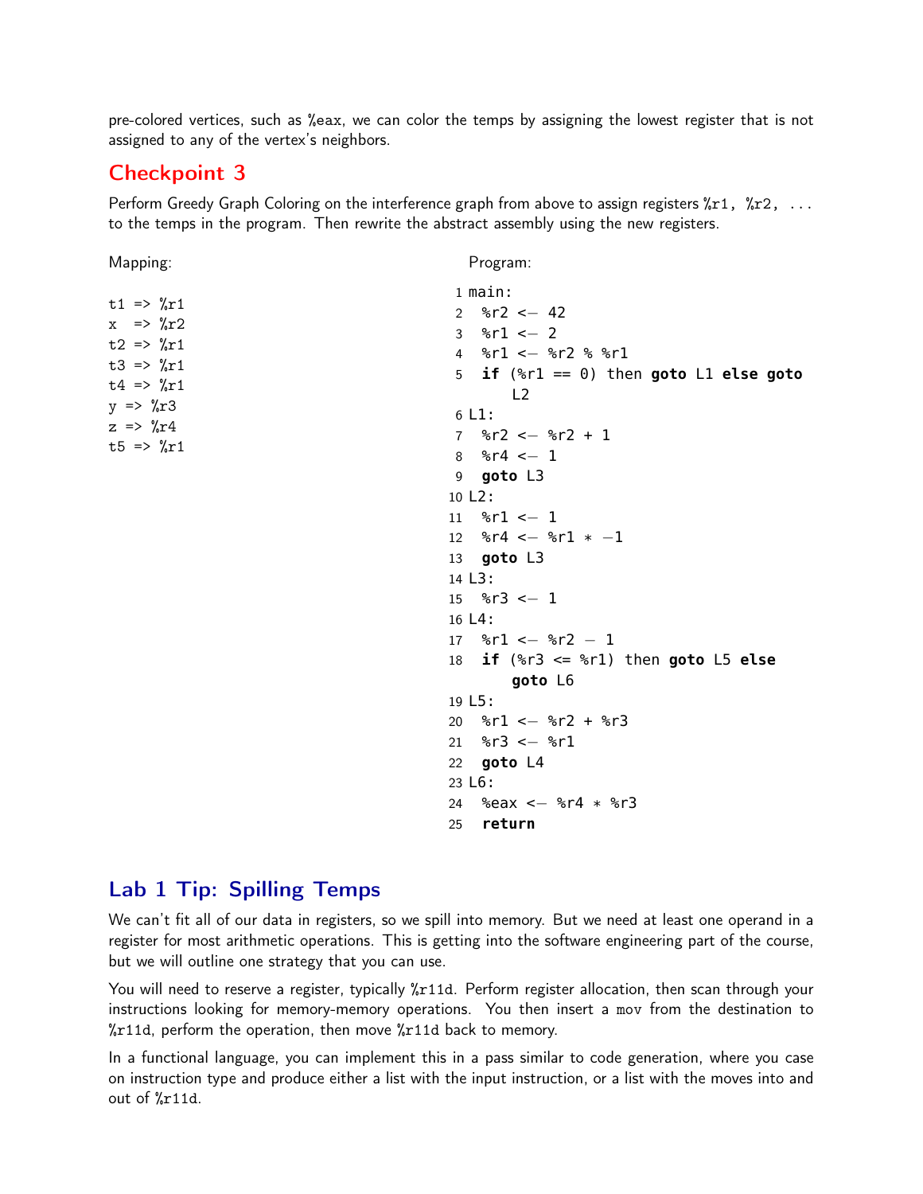pre-colored vertices, such as %eax, we can color the temps by assigning the lowest register that is not assigned to any of the vertex's neighbors.

## Checkpoint 3

Perform Greedy Graph Coloring on the interference graph from above to assign registers %r1, %r2, ... to the temps in the program. Then rewrite the abstract assembly using the new registers.

Mapping:

```
t1 => %r1
x  => %r2
t2 => %r1
t3 => %r1
t4 => %r1
y => %r3
z => %r4
t5 => %r1
```

Program:

```
1 main:
2   %r2 <- 42
3   %r1 <- 2
4   %r1 <- %r2 % %r1
5   if (%r1 == 0) then goto L1 else goto
      L2
6 L1:
7   %r2 <- %r2 + 1
8   %r4 <- 1
9   goto L3
10 L2:
11   %r1 <- 1
12   %r4 <- %r1 * -1
13   goto L3
14 L3:
15   %r3 <- 1
16 L4:
17   %r1 <- %r2 - 1
18   if (%r3 <= %r1) then goto L5 else
       goto L6
19 L5:
20   %r1 <- %r2 + %r3
21   %r3 <- %r1
22   goto L4
23 L6:
24   %eax <- %r4 * %r3
25   return
```

## Lab 1 Tip: Spilling Temps

We can't fit all of our data in registers, so we spill into memory. But we need at least one operand in a register for most arithmetic operations. This is getting into the software engineering part of the course, but we will outline one strategy that you can use.

You will need to reserve a register, typically %r11d. Perform register allocation, then scan through your instructions looking for memory-memory operations. You then insert a mov from the destination to %r11d, perform the operation, then move %r11d back to memory.

In a functional language, you can implement this in a pass similar to code generation, where you case on instruction type and produce either a list with the input instruction, or a list with the moves into and out of %r11d.